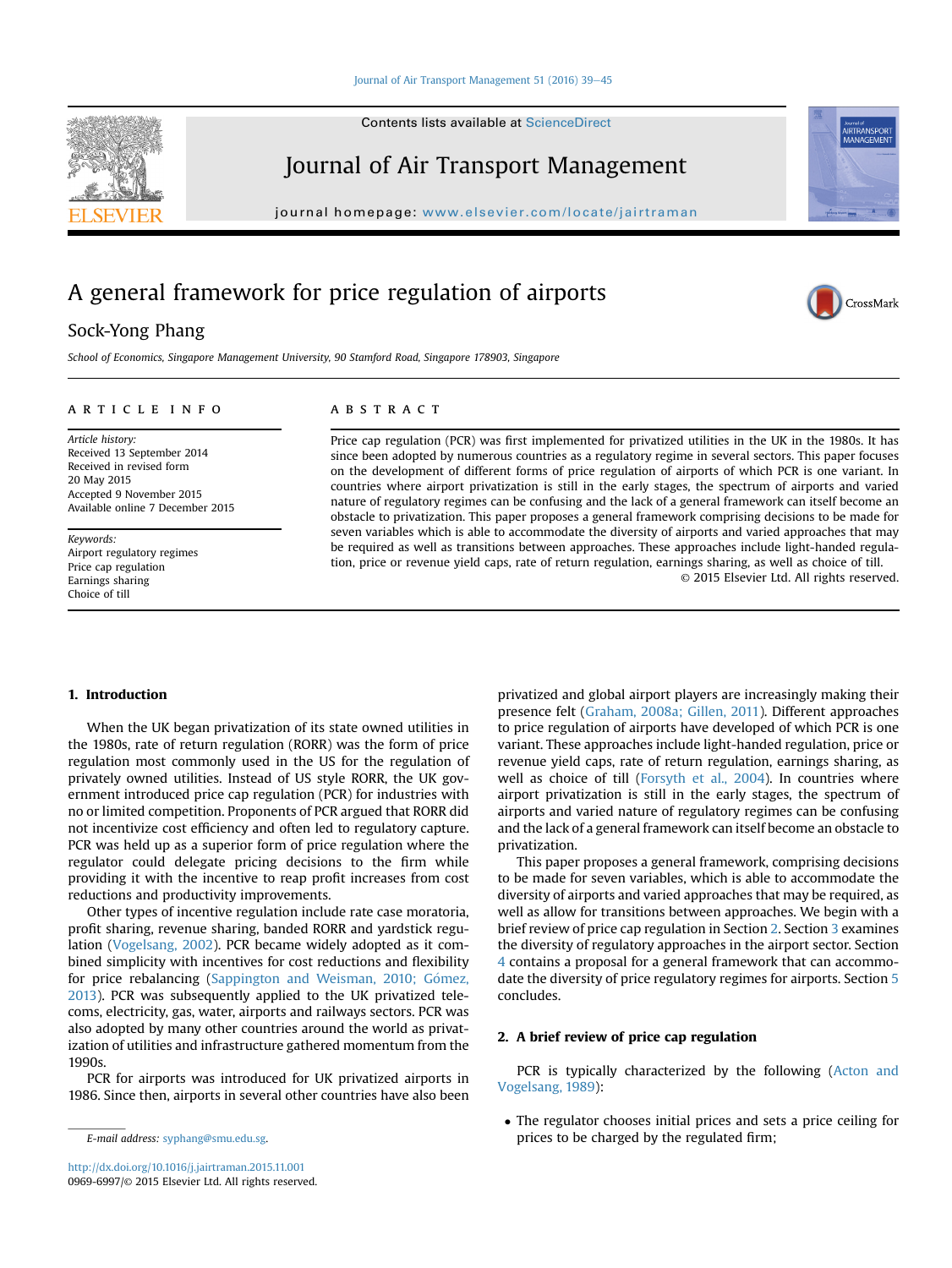# A general framework for price regulation of airports

Sock-Yong Phang

*School of Economics, Singapore Management University, 90 Stamford Road, Singapore 178903, Singapore*

**ARTICLE INFO**

*Article history:*
Received 13 September 2014
Received in revised form
20 May 2015
Accepted 9 November 2015
Available online 7 December 2015

*Keywords:*
Airport regulatory regimes
Price cap regulation
Earnings sharing
Choice of till

**ABSTRACT**

Price cap regulation (PCR) was first implemented for privatized utilities in the UK in the 1980s. It has since been adopted by numerous countries as a regulatory regime in several sectors. This paper focuses on the development of different forms of price regulation of airports of which PCR is one variant. In countries where airport privatization is still in the early stages, the spectrum of airports and varied nature of regulatory regimes can be confusing and the lack of a general framework can itself become an obstacle to privatization. This paper proposes a general framework comprising decisions to be made for seven variables which is able to accommodate the diversity of airports and varied approaches that may be required as well as transitions between approaches. These approaches include light-handed regulation, price or revenue yield caps, rate of return regulation, earnings sharing, as well as choice of till.

© 2015 Elsevier Ltd. All rights reserved.

## 1. Introduction

When the UK began privatization of its state owned utilities in the 1980s, rate of return regulation (RORR) was the form of price regulation most commonly used in the US for the regulation of privately owned utilities. Instead of US style RORR, the UK government introduced price cap regulation (PCR) for industries with no or limited competition. Proponents of PCR argued that RORR did not incentivize cost efficiency and often led to regulatory capture. PCR was held up as a superior form of price regulation where the regulator could delegate pricing decisions to the firm while providing it with the incentive to reap profit increases from cost reductions and productivity improvements.

Other types of incentive regulation include rate case moratoria, profit sharing, revenue sharing, banded RORR and yardstick regulation (Vogelsang, 2002). PCR became widely adopted as it combined simplicity with incentives for cost reductions and flexibility for price rebalancing (Sappington and Weisman, 2010; Gómez, 2013). PCR was subsequently applied to the UK privatized telecoms, electricity, gas, water, airports and railways sectors. PCR was also adopted by many other countries around the world as privatization of utilities and infrastructure gathered momentum from the 1990s.

PCR for airports was introduced for UK privatized airports in 1986. Since then, airports in several other countries have also been privatized and global airport players are increasingly making their presence felt (Graham, 2008a; Gillen, 2011). Different approaches to price regulation of airports have developed of which PCR is one variant. These approaches include light-handed regulation, price or revenue yield caps, rate of return regulation, earnings sharing, as well as choice of till (Forsyth et al., 2004). In countries where airport privatization is still in the early stages, the spectrum of airports and varied nature of regulatory regimes can be confusing and the lack of a general framework can itself become an obstacle to privatization.

This paper proposes a general framework, comprising decisions to be made for seven variables, which is able to accommodate the diversity of airports and varied approaches that may be required, as well as allow for transitions between approaches. We begin with a brief review of price cap regulation in Section 2. Section 3 examines the diversity of regulatory approaches in the airport sector. Section 4 contains a proposal for a general framework that can accommodate the diversity of price regulatory regimes for airports. Section 5 concludes.

## 2. A brief review of price cap regulation

PCR is typically characterized by the following (Acton and Vogelsang, 1989):

- The regulator chooses initial prices and sets a price ceiling for prices to be charged by the regulated firm;

E-mail address: syphang@smu.edu.sg.

http://dx.doi.org/10.1016/j.jairtraman.2015.11.001
0969-6997/© 2015 Elsevier Ltd. All rights reserved.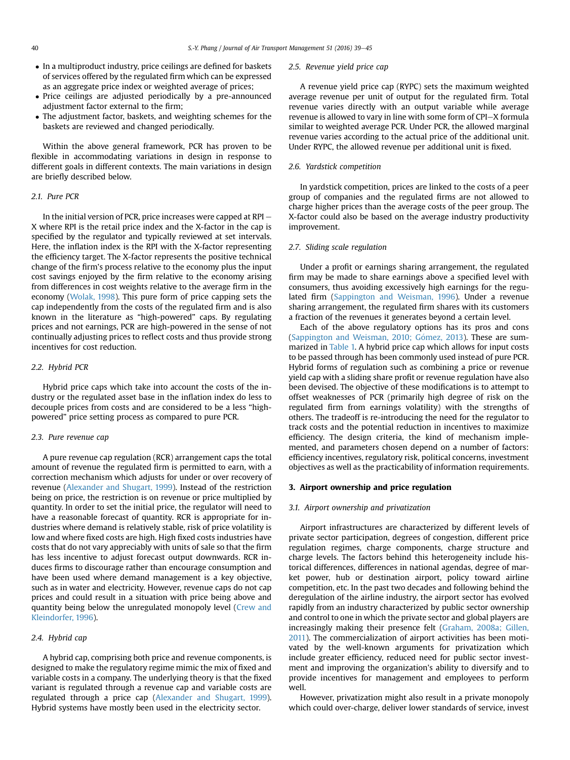- In a multiproduct industry, price ceilings are defined for baskets of services offered by the regulated firm which can be expressed as an aggregate price index or weighted average of prices;
- Price ceilings are adjusted periodically by a pre-announced adjustment factor external to the firm;
- The adjustment factor, baskets, and weighting schemes for the baskets are reviewed and changed periodically.

Within the above general framework, PCR has proven to be flexible in accommodating variations in design in response to different goals in different contexts. The main variations in design are briefly described below.

### 2.1. Pure PCR

In the initial version of PCR, price increases were capped at RPI − X where RPI is the retail price index and the X-factor in the cap is specified by the regulator and typically reviewed at set intervals. Here, the inflation index is the RPI with the X-factor representing the efficiency target. The X-factor represents the positive technical change of the firm's process relative to the economy plus the input cost savings enjoyed by the firm relative to the economy arising from differences in cost weights relative to the average firm in the economy (Wolak, 1998). This pure form of price capping sets the cap independently from the costs of the regulated firm and is also known in the literature as "high-powered" caps. By regulating prices and not earnings, PCR are high-powered in the sense of not continually adjusting prices to reflect costs and thus provide strong incentives for cost reduction.

### 2.2. Hybrid PCR

Hybrid price caps which take into account the costs of the industry or the regulated asset base in the inflation index do less to decouple prices from costs and are considered to be a less "high-powered" price setting process as compared to pure PCR.

### 2.3. Pure revenue cap

A pure revenue cap regulation (RCR) arrangement caps the total amount of revenue the regulated firm is permitted to earn, with a correction mechanism which adjusts for under or over recovery of revenue (Alexander and Shugart, 1999). Instead of the restriction being on price, the restriction is on revenue or price multiplied by quantity. In order to set the initial price, the regulator will need to have a reasonable forecast of quantity. RCR is appropriate for industries where demand is relatively stable, risk of price volatility is low and where fixed costs are high. High fixed costs industries have costs that do not vary appreciably with units of sale so that the firm has less incentive to adjust forecast output downwards. RCR induces firms to discourage rather than encourage consumption and have been used where demand management is a key objective, such as in water and electricity. However, revenue caps do not cap prices and could result in a situation with price being above and quantity being below the unregulated monopoly level (Crew and Kleindorfer, 1996).

### 2.4. Hybrid cap

A hybrid cap, comprising both price and revenue components, is designed to make the regulatory regime mimic the mix of fixed and variable costs in a company. The underlying theory is that the fixed variant is regulated through a revenue cap and variable costs are regulated through a price cap (Alexander and Shugart, 1999). Hybrid systems have mostly been used in the electricity sector.

### 2.5. Revenue yield price cap

A revenue yield price cap (RYPC) sets the maximum weighted average revenue per unit of output for the regulated firm. Total revenue varies directly with an output variable while average revenue is allowed to vary in line with some form of CPI−X formula similar to weighted average PCR. Under PCR, the allowed marginal revenue varies according to the actual price of the additional unit. Under RYPC, the allowed revenue per additional unit is fixed.

### 2.6. Yardstick competition

In yardstick competition, prices are linked to the costs of a peer group of companies and the regulated firms are not allowed to charge higher prices than the average costs of the peer group. The X-factor could also be based on the average industry productivity improvement.

### 2.7. Sliding scale regulation

Under a profit or earnings sharing arrangement, the regulated firm may be made to share earnings above a specified level with consumers, thus avoiding excessively high earnings for the regulated firm (Sappington and Weisman, 1996). Under a revenue sharing arrangement, the regulated firm shares with its customers a fraction of the revenues it generates beyond a certain level.

Each of the above regulatory options has its pros and cons (Sappington and Weisman, 2010; Gómez, 2013). These are summarized in Table 1. A hybrid price cap which allows for input costs to be passed through has been commonly used instead of pure PCR. Hybrid forms of regulation such as combining a price or revenue yield cap with a sliding share profit or revenue regulation have also been devised. The objective of these modifications is to attempt to offset weaknesses of PCR (primarily high degree of risk on the regulated firm from earnings volatility) with the strengths of others. The tradeoff is re-introducing the need for the regulator to track costs and the potential reduction in incentives to maximize efficiency. The design criteria, the kind of mechanism implemented, and parameters chosen depend on a number of factors: efficiency incentives, regulatory risk, political concerns, investment objectives as well as the practicability of information requirements.

## 3. Airport ownership and price regulation

### 3.1. Airport ownership and privatization

Airport infrastructures are characterized by different levels of private sector participation, degrees of congestion, different price regulation regimes, charge components, charge structure and charge levels. The factors behind this heterogeneity include historical differences, differences in national agendas, degree of market power, hub or destination airport, policy toward airline competition, etc. In the past two decades and following behind the deregulation of the airline industry, the airport sector has evolved rapidly from an industry characterized by public sector ownership and control to one in which the private sector and global players are increasingly making their presence felt (Graham, 2008a; Gillen, 2011). The commercialization of airport activities has been motivated by the well-known arguments for privatization which include greater efficiency, reduced need for public sector investment and improving the organization's ability to diversify and to provide incentives for management and employees to perform well.

However, privatization might also result in a private monopoly which could over-charge, deliver lower standards of service, invest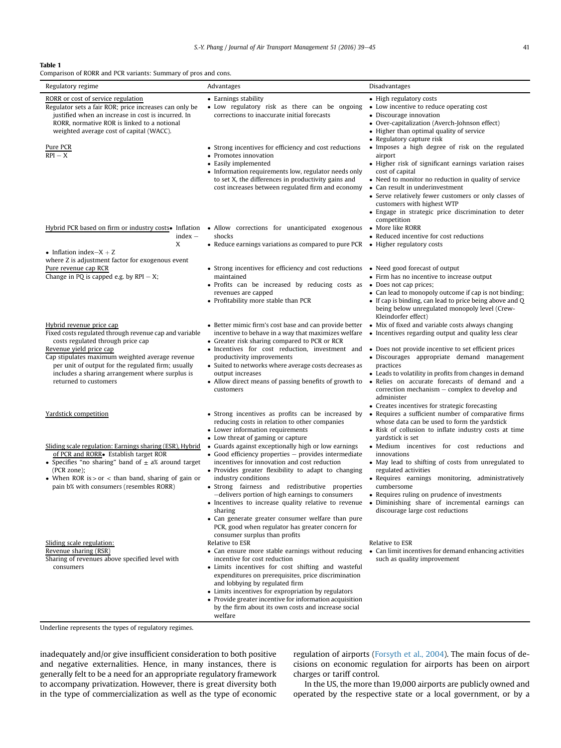**Table 1**
Comparison of RORR and PCR variants: Summary of pros and cons.

| Regulatory regime | Advantages | Disadvantages |
|---|---|---|
| RORR or cost of service regulation<br>Regulator sets a fair ROR; price increases can only be justified when an increase in cost is incurred. In RORR, normative ROR is linked to a notional weighted average cost of capital (WACC). | • Earnings stability<br>• Low regulatory risk as there can be ongoing corrections to inaccurate initial forecasts | • High regulatory costs<br>• Low incentive to reduce operating cost<br>• Discourage innovation<br>• Over-capitalization (Averch-Johnson effect)<br>• Higher than optimal quality of service<br>• Regulatory capture risk |
| Pure PCR<br>RPI − X | • Strong incentives for efficiency and cost reductions<br>• Promotes innovation<br>• Easily implemented<br>• Information requirements low, regulator needs only to set X, the differences in productivity gains and cost increases between regulated firm and economy | • Imposes a high degree of risk on the regulated airport<br>• Higher risk of significant earnings variation raises cost of capital<br>• Need to monitor no reduction in quality of service<br>• Can result in underinvestment<br>• Serve relatively fewer customers or only classes of customers with highest WTP<br>• Engage in strategic price discrimination to deter competition |
| Hybrid PCR based on firm or industry costs<br>• Inflation index − X<br>• Inflation index−X + Z<br>where Z is adjustment factor for exogenous event | • Allow corrections for unanticipated exogenous shocks<br>• Reduce earnings variations as compared to pure PCR | • More like RORR<br>• Reduced incentive for cost reductions<br>• Higher regulatory costs |
| Pure revenue cap RCR<br>Change in PQ is capped e.g. by RPI − X; | • Strong incentives for efficiency and cost reductions maintained<br>• Profits can be increased by reducing costs as revenues are capped<br>• Profitability more stable than PCR | • Need good forecast of output<br>• Firm has no incentive to increase output<br>• Does not cap prices;<br>• Can lead to monopoly outcome if cap is not binding;<br>• If cap is binding, can lead to price being above and Q being below unregulated monopoly level (Crew-Kleindorfer effect) |
| Hybrid revenue price cap<br>Fixed costs regulated through revenue cap and variable costs regulated through price cap | • Better mimic firm's cost base and can provide better incentive to behave in a way that maximizes welfare<br>• Greater risk sharing compared to PCR or RCR | • Mix of fixed and variable costs always changing<br>• Incentives regarding output and quality less clear |
| Revenue yield price cap<br>Cap stipulates maximum weighted average revenue per unit of output for the regulated firm; usually includes a sharing arrangement where surplus is returned to customers | • Incentives for cost reduction, investment and productivity improvements<br>• Suited to networks where average costs decreases as output increases<br>• Allow direct means of passing benefits of growth to customers | • Does not provide incentive to set efficient prices<br>• Discourages appropriate demand management practices<br>• Leads to volatility in profits from changes in demand<br>• Relies on accurate forecasts of demand and a correction mechanism – complex to develop and administer<br>• Creates incentives for strategic forecasting |
| Yardstick competition | • Strong incentives as profits can be increased by reducing costs in relation to other companies<br>• Lower information requirements<br>• Low threat of gaming or capture | • Requires a sufficient number of comparative firms whose data can be used to form the yardstick<br>• Risk of collusion to inflate industry costs at time yardstick is set |
| Sliding scale regulation: Earnings sharing (ESR), Hybrid of PCR and RORR<br>• Establish target ROR<br>• Specifies "no sharing" band of ± a% around target (PCR zone);<br>• When ROR is > or < than band, sharing of gain or pain b% with consumers (resembles RORR) | • Guards against exceptionally high or low earnings<br>• Good efficiency properties – provides intermediate incentives for innovation and cost reduction<br>• Provides greater flexibility to adapt to changing industry conditions<br>• Strong fairness and redistributive properties –delivers portion of high earnings to consumers<br>• Incentives to increase quality relative to revenue sharing<br>• Can generate greater consumer welfare than pure PCR, good when regulator has greater concern for consumer surplus than profits | • Medium incentives for cost reductions and innovations<br>• May lead to shifting of costs from unregulated to regulated activities<br>• Requires earnings monitoring, administratively cumbersome<br>• Requires ruling on prudence of investments<br>• Diminishing share of incremental earnings can discourage large cost reductions |
| Sliding scale regulation:<br>Revenue sharing (RSR)<br>Sharing of revenues above specified level with consumers | Relative to ESR<br>• Can ensure more stable earnings without reducing incentive for cost reduction<br>• Limits incentives for cost shifting and wasteful expenditures on prerequisites, price discrimination and lobbying by regulated firm<br>• Limits incentives for expropriation by regulators<br>• Provide greater incentive for information acquisition by the firm about its own costs and increase social welfare | Relative to ESR<br>• Can limit incentives for demand enhancing activities such as quality improvement |

Underline represents the types of regulatory regimes.

inadequately and/or give insufficient consideration to both positive and negative externalities. Hence, in many instances, there is generally felt to be a need for an appropriate regulatory framework to accompany privatization. However, there is great diversity both in the type of commercialization as well as the type of economic regulation of airports (Forsyth et al., 2004). The main focus of decisions on economic regulation for airports has been on airport charges or tariff control.

In the US, the more than 19,000 airports are publicly owned and operated by the respective state or a local government, or by a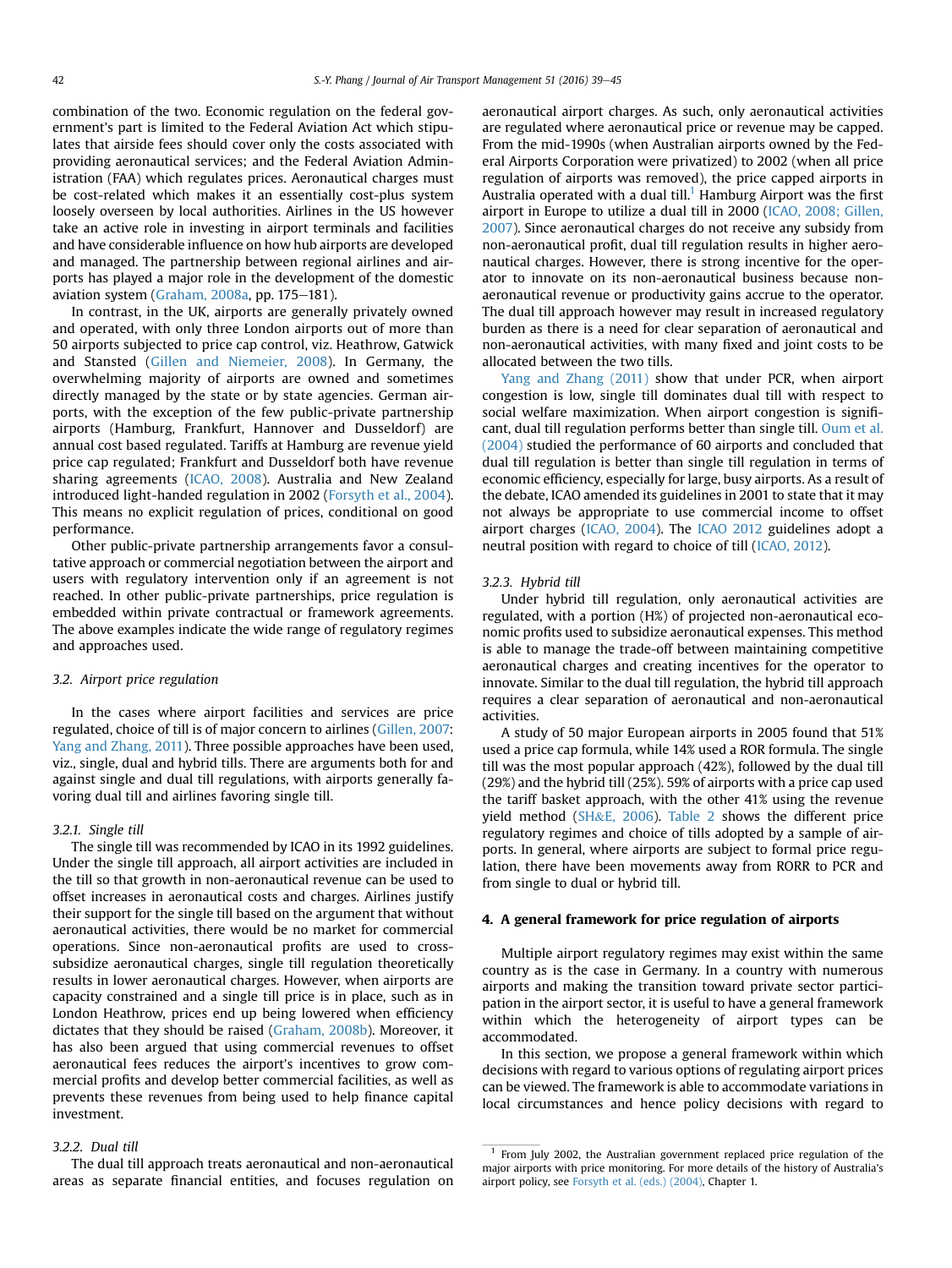combination of the two. Economic regulation on the federal government's part is limited to the Federal Aviation Act which stipulates that airside fees should cover only the costs associated with providing aeronautical services; and the Federal Aviation Administration (FAA) which regulates prices. Aeronautical charges must be cost-related which makes it an essentially cost-plus system loosely overseen by local authorities. Airlines in the US however take an active role in investing in airport terminals and facilities and have considerable influence on how hub airports are developed and managed. The partnership between regional airlines and airports has played a major role in the development of the domestic aviation system (Graham, 2008a, pp. 175–181).

In contrast, in the UK, airports are generally privately owned and operated, with only three London airports out of more than 50 airports subjected to price cap control, viz. Heathrow, Gatwick and Stansted (Gillen and Niemeier, 2008). In Germany, the overwhelming majority of airports are owned and sometimes directly managed by the state or by state agencies. German airports, with the exception of the few public-private partnership airports (Hamburg, Frankfurt, Hannover and Dusseldorf) are annual cost based regulated. Tariffs at Hamburg are revenue yield price cap regulated; Frankfurt and Dusseldorf both have revenue sharing agreements (ICAO, 2008). Australia and New Zealand introduced light-handed regulation in 2002 (Forsyth et al., 2004). This means no explicit regulation of prices, conditional on good performance.

Other public-private partnership arrangements favor a consultative approach or commercial negotiation between the airport and users with regulatory intervention only if an agreement is not reached. In other public-private partnerships, price regulation is embedded within private contractual or framework agreements. The above examples indicate the wide range of regulatory regimes and approaches used.

### 3.2. Airport price regulation

In the cases where airport facilities and services are price regulated, choice of till is of major concern to airlines (Gillen, 2007; Yang and Zhang, 2011). Three possible approaches have been used, viz., single, dual and hybrid tills. There are arguments both for and against single and dual till regulations, with airports generally favoring dual till and airlines favoring single till.

#### 3.2.1. Single till

The single till was recommended by ICAO in its 1992 guidelines. Under the single till approach, all airport activities are included in the till so that growth in non-aeronautical revenue can be used to offset increases in aeronautical costs and charges. Airlines justify their support for the single till based on the argument that without aeronautical activities, there would be no market for commercial operations. Since non-aeronautical profits are used to cross-subsidize aeronautical charges, single till regulation theoretically results in lower aeronautical charges. However, when airports are capacity constrained and a single till price is in place, such as in London Heathrow, prices end up being lowered when efficiency dictates that they should be raised (Graham, 2008b). Moreover, it has also been argued that using commercial revenues to offset aeronautical fees reduces the airport's incentives to grow commercial profits and develop better commercial facilities, as well as prevents these revenues from being used to help finance capital investment.

#### 3.2.2. Dual till

The dual till approach treats aeronautical and non-aeronautical areas as separate financial entities, and focuses regulation on aeronautical airport charges. As such, only aeronautical activities are regulated where aeronautical price or revenue may be capped. From the mid-1990s (when Australian airports owned by the Federal Airports Corporation were privatized) to 2002 (when all price regulation of airports was removed), the price capped airports in Australia operated with a dual till.[1] Hamburg Airport was the first airport in Europe to utilize a dual till in 2000 (ICAO, 2008; Gillen, 2007). Since aeronautical charges do not receive any subsidy from non-aeronautical profit, dual till regulation results in higher aeronautical charges. However, there is strong incentive for the operator to innovate on its non-aeronautical business because non-aeronautical revenue or productivity gains accrue to the operator. The dual till approach however may result in increased regulatory burden as there is a need for clear separation of aeronautical and non-aeronautical activities, with many fixed and joint costs to be allocated between the two tills.

Yang and Zhang (2011) show that under PCR, when airport congestion is low, single till dominates dual till with respect to social welfare maximization. When airport congestion is significant, dual till regulation performs better than single till. Oum et al. (2004) studied the performance of 60 airports and concluded that dual till regulation is better than single till regulation in terms of economic efficiency, especially for large, busy airports. As a result of the debate, ICAO amended its guidelines in 2001 to state that it may not always be appropriate to use commercial income to offset airport charges (ICAO, 2004). The ICAO 2012 guidelines adopt a neutral position with regard to choice of till (ICAO, 2012).

#### 3.2.3. Hybrid till

Under hybrid till regulation, only aeronautical activities are regulated, with a portion (H%) of projected non-aeronautical economic profits used to subsidize aeronautical expenses. This method is able to manage the trade-off between maintaining competitive aeronautical charges and creating incentives for the operator to innovate. Similar to the dual till regulation, the hybrid till approach requires a clear separation of aeronautical and non-aeronautical activities.

A study of 50 major European airports in 2005 found that 51% used a price cap formula, while 14% used a ROR formula. The single till was the most popular approach (42%), followed by the dual till (29%) and the hybrid till (25%). 59% of airports with a price cap used the tariff basket approach, with the other 41% using the revenue yield method (SH&E, 2006). Table 2 shows the different price regulatory regimes and choice of tills adopted by a sample of airports. In general, where airports are subject to formal price regulation, there have been movements away from RORR to PCR and from single to dual or hybrid till.

## 4. A general framework for price regulation of airports

Multiple airport regulatory regimes may exist within the same country as is the case in Germany. In a country with numerous airports and making the transition toward private sector participation in the airport sector, it is useful to have a general framework within which the heterogeneity of airport types can be accommodated.

In this section, we propose a general framework within which decisions with regard to various options of regulating airport prices can be viewed. The framework is able to accommodate variations in local circumstances and hence policy decisions with regard to

[1] From July 2002, the Australian government replaced price regulation of the major airports with price monitoring. For more details of the history of Australia's airport policy, see Forsyth et al. (eds.) (2004), Chapter 1.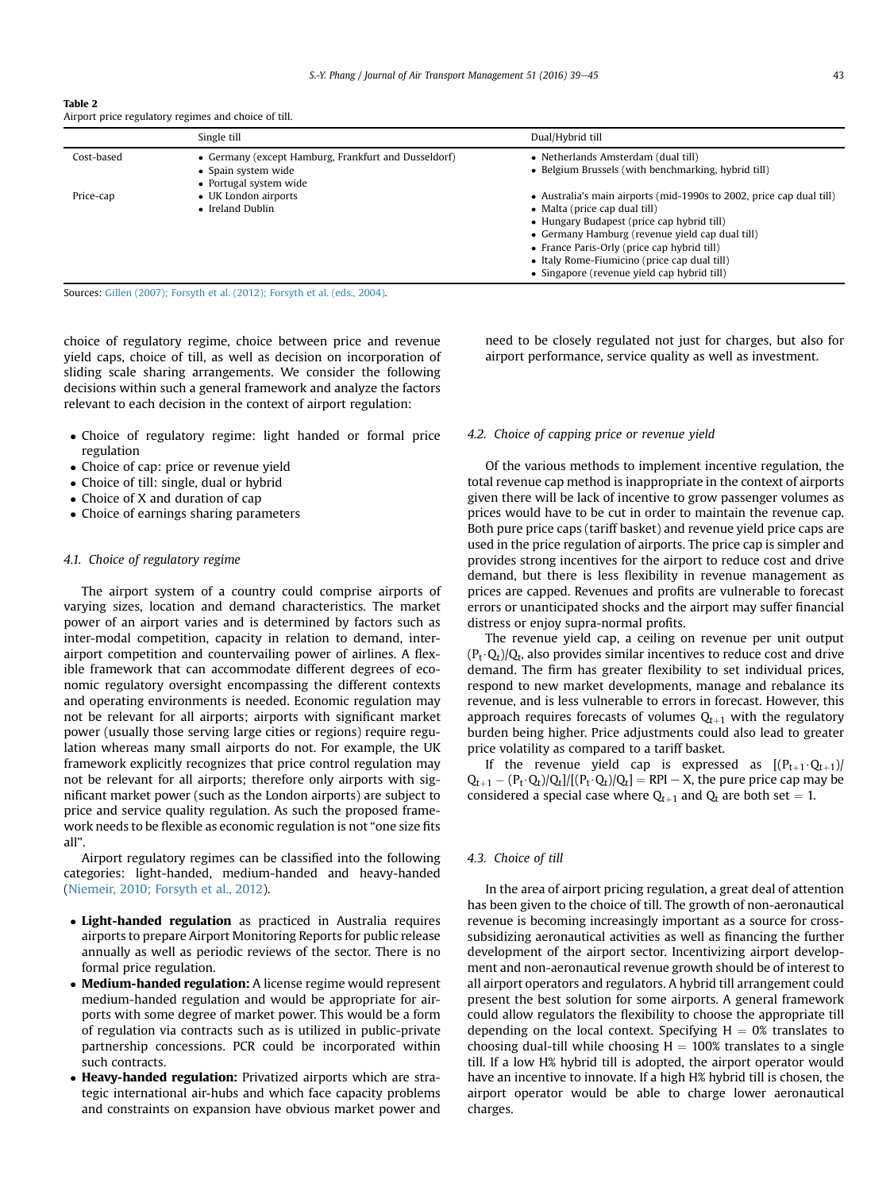**Table 2**
Airport price regulatory regimes and choice of till.

| | Single till | Dual/Hybrid till |
|---|---|---|
| Cost-based | • Germany (except Hamburg, Frankfurt and Dusseldorf)<br>• Spain system wide<br>• Portugal system wide | • Netherlands Amsterdam (dual till)<br>• Belgium Brussels (with benchmarking, hybrid till) |
| Price-cap | • UK London airports<br>• Ireland Dublin | • Australia's main airports (mid-1990s to 2002, price cap dual till)<br>• Malta (price cap dual till)<br>• Hungary Budapest (price cap hybrid till)<br>• Germany Hamburg (revenue yield cap dual till)<br>• France Paris-Orly (price cap hybrid till)<br>• Italy Rome-Fiumicino (price cap dual till)<br>• Singapore (revenue yield cap hybrid till) |

Sources: Gillen (2007); Forsyth et al. (2012); Forsyth et al. (eds., 2004).

choice of regulatory regime, choice between price and revenue yield caps, choice of till, as well as decision on incorporation of sliding scale sharing arrangements. We consider the following decisions within such a general framework and analyze the factors relevant to each decision in the context of airport regulation:

- Choice of regulatory regime: light handed or formal price regulation
- Choice of cap: price or revenue yield
- Choice of till: single, dual or hybrid
- Choice of X and duration of cap
- Choice of earnings sharing parameters

### 4.1. Choice of regulatory regime

The airport system of a country could comprise airports of varying sizes, location and demand characteristics. The market power of an airport varies and is determined by factors such as inter-modal competition, capacity in relation to demand, inter-airport competition and countervailing power of airlines. A flexible framework that can accommodate different degrees of economic regulatory oversight encompassing the different contexts and operating environments is needed. Economic regulation may not be relevant for all airports; airports with significant market power (usually those serving large cities or regions) require regulation whereas many small airports do not. For example, the UK framework explicitly recognizes that price control regulation may not be relevant for all airports; therefore only airports with significant market power (such as the London airports) are subject to price and service quality regulation. As such the proposed framework needs to be flexible as economic regulation is not "one size fits all".

Airport regulatory regimes can be classified into the following categories: light-handed, medium-handed and heavy-handed (Niemeir, 2010; Forsyth et al., 2012).

- **Light-handed regulation** as practiced in Australia requires airports to prepare Airport Monitoring Reports for public release annually as well as periodic reviews of the sector. There is no formal price regulation.
- **Medium-handed regulation:** A license regime would represent medium-handed regulation and would be appropriate for airports with some degree of market power. This would be a form of regulation via contracts such as is utilized in public-private partnership concessions. PCR could be incorporated within such contracts.
- **Heavy-handed regulation:** Privatized airports which are strategic international air-hubs and which face capacity problems and constraints on expansion have obvious market power and need to be closely regulated not just for charges, but also for airport performance, service quality as well as investment.

### 4.2. Choice of capping price or revenue yield

Of the various methods to implement incentive regulation, the total revenue cap method is inappropriate in the context of airports given there will be lack of incentive to grow passenger volumes as prices would have to be cut in order to maintain the revenue cap. Both pure price caps (tariff basket) and revenue yield price caps are used in the price regulation of airports. The price cap is simpler and provides strong incentives for the airport to reduce cost and drive demand, but there is less flexibility in revenue management as prices are capped. Revenues and profits are vulnerable to forecast errors or unanticipated shocks and the airport may suffer financial distress or enjoy supra-normal profits.

The revenue yield cap, a ceiling on revenue per unit output $(P_t \cdot Q_t)/Q_t$, also provides similar incentives to reduce cost and drive demand. The firm has greater flexibility to set individual prices, respond to new market developments, manage and rebalance its revenue, and is less vulnerable to errors in forecast. However, this approach requires forecasts of volumes $Q_{t+1}$ with the regulatory burden being higher. Price adjustments could also lead to greater price volatility as compared to a tariff basket.

If the revenue yield cap is expressed as $[(P_{t+1} \cdot Q_{t+1})/Q_{t+1} - (P_t \cdot Q_t)/Q_t]/[(P_t \cdot Q_t)/Q_t] = \text{RPI} - \text{X}$, the pure price cap may be considered a special case where $Q_{t+1}$ and $Q_t$ are both set = 1.

### 4.3. Choice of till

In the area of airport pricing regulation, a great deal of attention has been given to the choice of till. The growth of non-aeronautical revenue is becoming increasingly important as a source for cross-subsidizing aeronautical activities as well as financing the further development of the airport sector. Incentivizing airport development and non-aeronautical revenue growth should be of interest to all airport operators and regulators. A hybrid till arrangement could present the best solution for some airports. A general framework could allow regulators the flexibility to choose the appropriate till depending on the local context. Specifying H = 0% translates to choosing dual-till while choosing H = 100% translates to a single till. If a low H% hybrid till is adopted, the airport operator would have an incentive to innovate. If a high H% hybrid till is chosen, the airport operator would be able to charge lower aeronautical charges.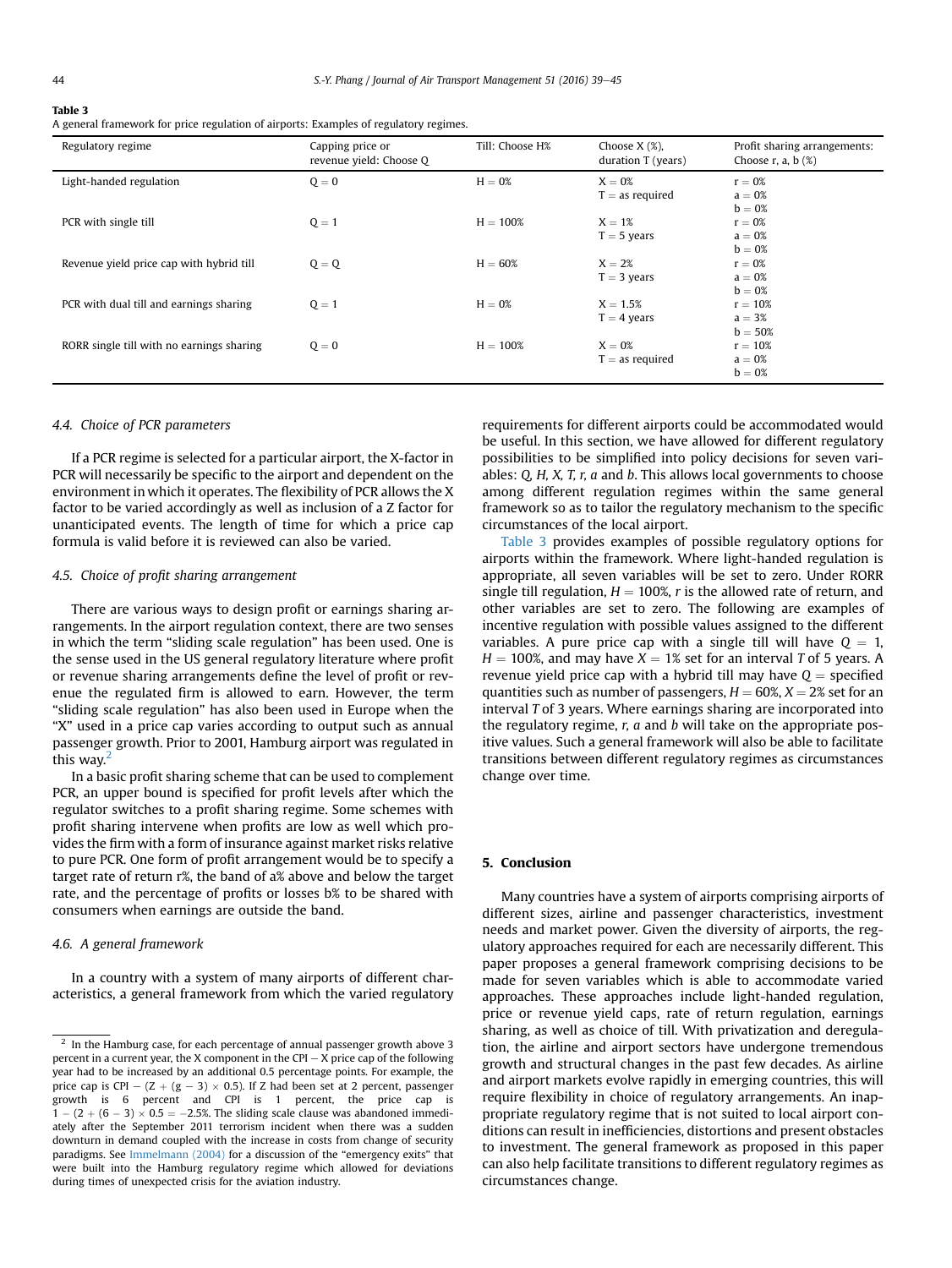**Table 3**
A general framework for price regulation of airports: Examples of regulatory regimes.

| Regulatory regime | Capping price or revenue yield: Choose Q | Till: Choose H% | Choose X (%), duration T (years) | Profit sharing arrangements: Choose r, a, b (%) |
|---|---|---|---|---|
| Light-handed regulation | Q = 0 | H = 0% | X = 0%<br>T = as required | r = 0%<br>a = 0%<br>b = 0% |
| PCR with single till | Q = 1 | H = 100% | X = 1%<br>T = 5 years | r = 0%<br>a = 0%<br>b = 0% |
| Revenue yield price cap with hybrid till | Q = Q | H = 60% | X = 2%<br>T = 3 years | r = 0%<br>a = 0%<br>b = 0% |
| PCR with dual till and earnings sharing | Q = 1 | H = 0% | X = 1.5%<br>T = 4 years | r = 10%<br>a = 3%<br>b = 50% |
| RORR single till with no earnings sharing | Q = 0 | H = 100% | X = 0%<br>T = as required | r = 10%<br>a = 0%<br>b = 0% |

### 4.4. Choice of PCR parameters

If a PCR regime is selected for a particular airport, the X-factor in PCR will necessarily be specific to the airport and dependent on the environment in which it operates. The flexibility of PCR allows the X factor to be varied accordingly as well as inclusion of a Z factor for unanticipated events. The length of time for which a price cap formula is valid before it is reviewed can also be varied.

### 4.5. Choice of profit sharing arrangement

There are various ways to design profit or earnings sharing arrangements. In the airport regulation context, there are two senses in which the term "sliding scale regulation" has been used. One is the sense used in the US general regulatory literature where profit or revenue sharing arrangements define the level of profit or revenue the regulated firm is allowed to earn. However, the term "sliding scale regulation" has also been used in Europe when the "X" used in a price cap varies according to output such as annual passenger growth. Prior to 2001, Hamburg airport was regulated in this way.[2]

In a basic profit sharing scheme that can be used to complement PCR, an upper bound is specified for profit levels after which the regulator switches to a profit sharing regime. Some schemes with profit sharing intervene when profits are low as well which provides the firm with a form of insurance against market risks relative to pure PCR. One form of profit arrangement would be to specify a target rate of return r%, the band of a% above and below the target rate, and the percentage of profits or losses b% to be shared with consumers when earnings are outside the band.

### 4.6. A general framework

In a country with a system of many airports of different characteristics, a general framework from which the varied regulatory requirements for different airports could be accommodated would be useful. In this section, we have allowed for different regulatory possibilities to be simplified into policy decisions for seven variables: *Q, H, X, T, r, a* and *b*. This allows local governments to choose among different regulation regimes within the same general framework so as to tailor the regulatory mechanism to the specific circumstances of the local airport.

Table 3 provides examples of possible regulatory options for airports within the framework. Where light-handed regulation is appropriate, all seven variables will be set to zero. Under RORR single till regulation, $H = 100\%$, $r$ is the allowed rate of return, and other variables are set to zero. The following are examples of incentive regulation with possible values assigned to the different variables. A pure price cap with a single till will have $Q = 1$, $H = 100\%$, and may have $X = 1\%$ set for an interval $T$ of 5 years. A revenue yield price cap with a hybrid till may have $Q$ = specified quantities such as number of passengers, $H = 60\%$, $X = 2\%$ set for an interval $T$ of 3 years. Where earnings sharing are incorporated into the regulatory regime, $r$, $a$ and $b$ will take on the appropriate positive values. Such a general framework will also be able to facilitate transitions between different regulatory regimes as circumstances change over time.

## 5. Conclusion

Many countries have a system of airports comprising airports of different sizes, airline and passenger characteristics, investment needs and market power. Given the diversity of airports, the regulatory approaches required for each are necessarily different. This paper proposes a general framework comprising decisions to be made for seven variables which is able to accommodate varied approaches. These approaches include light-handed regulation, price or revenue yield caps, rate of return regulation, earnings sharing, as well as choice of till. With privatization and deregulation, the airline and airport sectors have undergone tremendous growth and structural changes in the past few decades. As airline and airport markets evolve rapidly in emerging countries, this will require flexibility in choice of regulatory arrangements. An inappropriate regulatory regime that is not suited to local airport conditions can result in inefficiencies, distortions and present obstacles to investment. The general framework as proposed in this paper can also help facilitate transitions to different regulatory regimes as circumstances change.

---

[2] In the Hamburg case, for each percentage of annual passenger growth above 3 percent in a current year, the X component in the CPI − X price cap of the following year had to be increased by an additional 0.5 percentage points. For example, the price cap is $\text{CPI} - (Z + (g - 3) \times 0.5)$. If Z had been set at 2 percent, passenger growth is 6 percent and CPI is 1 percent, the price cap is $1 - (2 + (6 - 3) \times 0.5 = -2.5\%$. The sliding scale clause was abandoned immediately after the September 2011 terrorism incident when there was a sudden downturn in demand coupled with the increase in costs from change of security paradigms. See Immelmann (2004) for a discussion of the "emergency exits" that were built into the Hamburg regulatory regime which allowed for deviations during times of unexpected crisis for the aviation industry.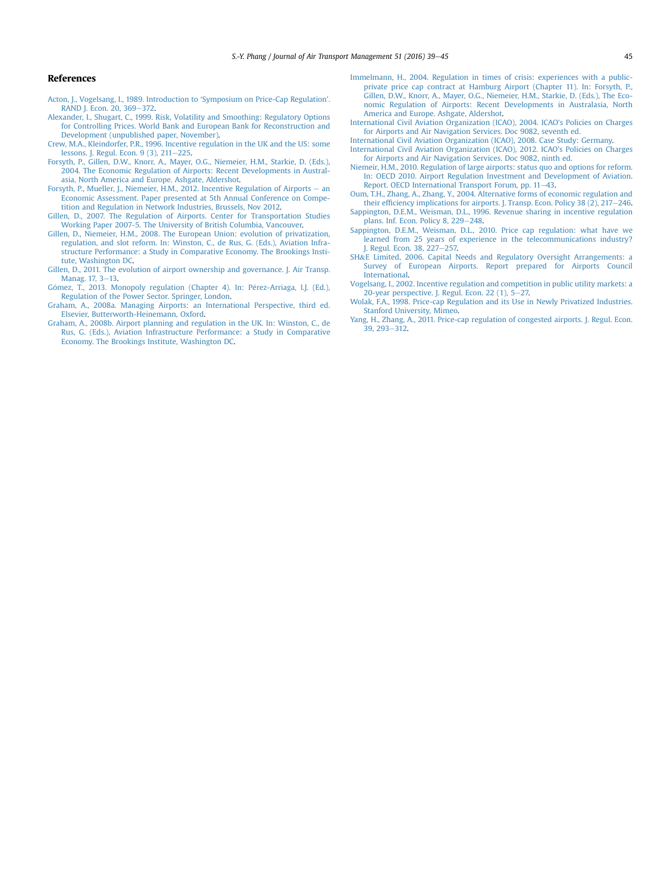## References

Acton, J., Vogelsang, I., 1989. Introduction to 'Symposium on Price-Cap Regulation'. RAND J. Econ. 20, 369–372.

Alexander, I., Shugart, C., 1999. Risk, Volatility and Smoothing: Regulatory Options for Controlling Prices. World Bank and European Bank for Reconstruction and Development (unpublished paper, November).

Crew, M.A., Kleindorfer, P.R., 1996. Incentive regulation in the UK and the US: some lessons. J. Regul. Econ. 9 (3), 211–225.

Forsyth, P., Gillen, D.W., Knorr, A., Mayer, O.G., Niemeier, H.M., Starkie, D. (Eds.), 2004. The Economic Regulation of Airports: Recent Developments in Australasia, North America and Europe. Ashgate, Aldershot.

Forsyth, P., Mueller, J., Niemeier, H.M., 2012. Incentive Regulation of Airports – an Economic Assessment. Paper presented at 5th Annual Conference on Competition and Regulation in Network Industries, Brussels, Nov 2012.

Gillen, D., 2007. The Regulation of Airports. Center for Transportation Studies Working Paper 2007-5. The University of British Columbia, Vancouver.

Gillen, D., Niemeier, H.M., 2008. The European Union: evolution of privatization, regulation, and slot reform. In: Winston, C., de Rus, G. (Eds.), Aviation Infrastructure Performance: a Study in Comparative Economy. The Brookings Institute, Washington DC.

Gillen, D., 2011. The evolution of airport ownership and governance. J. Air Transp. Manag. 17, 3–13.

Gómez, T., 2013. Monopoly regulation (Chapter 4). In: Pérez-Arriaga, I.J. (Ed.), Regulation of the Power Sector. Springer, London.

Graham, A., 2008a. Managing Airports: an International Perspective, third ed. Elsevier, Butterworth-Heinemann, Oxford.

Graham, A., 2008b. Airport planning and regulation in the UK. In: Winston, C., de Rus, G. (Eds.), Aviation Infrastructure Performance: a Study in Comparative Economy. The Brookings Institute, Washington DC.

Immelmann, H., 2004. Regulation in times of crisis: experiences with a public-private price cap contract at Hamburg Airport (Chapter 11). In: Forsyth, P., Gillen, D.W., Knorr, A., Mayer, O.G., Niemeier, H.M., Starkie, D. (Eds.), The Economic Regulation of Airports: Recent Developments in Australasia, North America and Europe. Ashgate, Aldershot.

International Civil Aviation Organization (ICAO), 2004. ICAO's Policies on Charges for Airports and Air Navigation Services. Doc 9082, seventh ed.

International Civil Aviation Organization (ICAO), 2008. Case Study: Germany.

International Civil Aviation Organization (ICAO), 2012. ICAO's Policies on Charges for Airports and Air Navigation Services. Doc 9082, ninth ed.

Niemeir, H.M., 2010. Regulation of large airports: status quo and options for reform. In: OECD 2010. Airport Regulation Investment and Development of Aviation. Report. OECD International Transport Forum, pp. 11–43.

Oum, T.H., Zhang, A., Zhang, Y., 2004. Alternative forms of economic regulation and their efficiency implications for airports. J. Transp. Econ. Policy 38 (2), 217–246.

Sappington, D.E.M., Weisman, D.L., 1996. Revenue sharing in incentive regulation plans. Inf. Econ. Policy 8, 229–248.

Sappington, D.E.M., Weisman, D.L., 2010. Price cap regulation: what have we learned from 25 years of experience in the telecommunications industry? J. Regul. Econ. 38, 227–257.

SH&E Limited, 2006. Capital Needs and Regulatory Oversight Arrangements: a Survey of European Airports. Report prepared for Airports Council International.

Vogelsang, I., 2002. Incentive regulation and competition in public utility markets: a 20-year perspective. J. Regul. Econ. 22 (1), 5–27.

Wolak, F.A., 1998. Price-cap Regulation and its Use in Newly Privatized Industries. Stanford University, Mimeo.

Yang, H., Zhang, A., 2011. Price-cap regulation of congested airports. J. Regul. Econ. 39, 293–312.